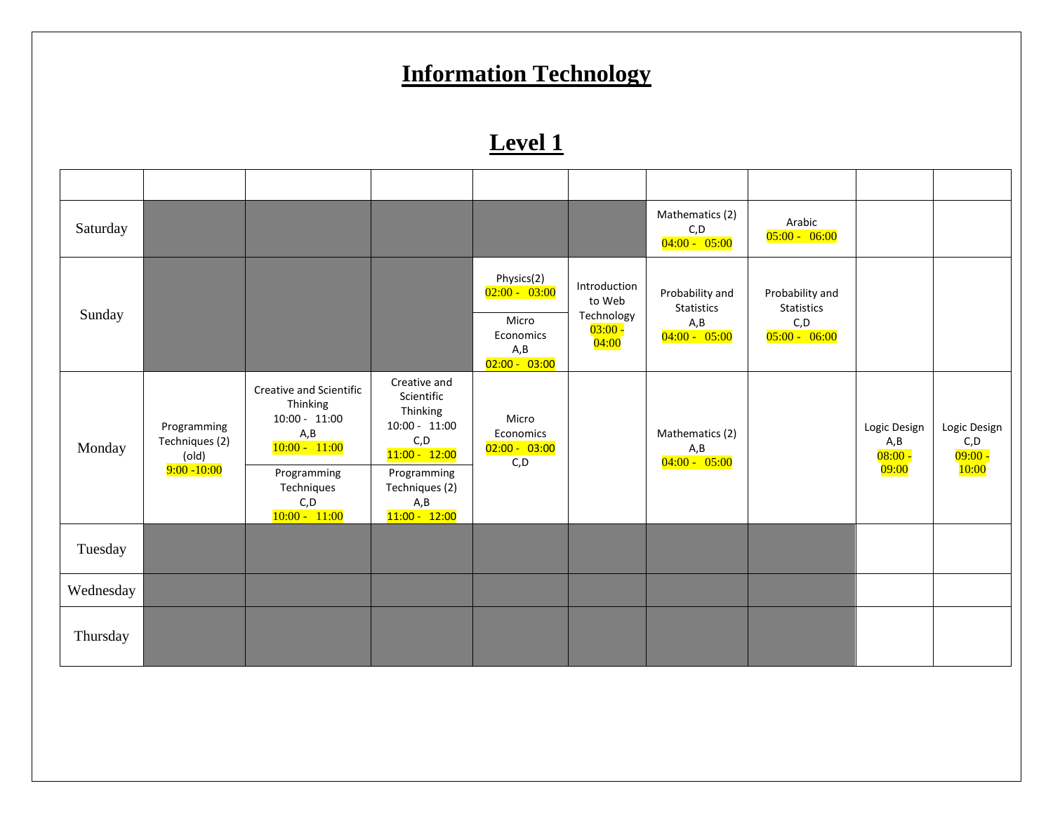# Information Technology

## Level 1

| | | | | | | | | | |
|---|---|---|---|---|---|---|---|---|---|
| Saturday | | | | | | Mathematics (2) C,D 04:00 - 05:00 | Arabic 05:00 - 06:00 | | |
| Sunday | | | | Physics(2) 02:00 - 03:00<br>Micro Economics A,B 02:00 - 03:00 | Introduction to Web Technology 03:00 - 04:00 | Probability and Statistics A,B 04:00 - 05:00 | Probability and Statistics C,D 05:00 - 06:00 | | |
| Monday | Programming Techniques (2) (old) 9:00 -10:00 | Creative and Scientific Thinking 10:00 - 11:00 A,B 10:00 - 11:00<br>Programming Techniques C,D 10:00 - 11:00 | Creative and Scientific Thinking 10:00 - 11:00 C,D 11:00 - 12:00<br>Programming Techniques (2) A,B 11:00 - 12:00 | Micro Economics 02:00 - 03:00 C,D | | Mathematics (2) A,B 04:00 - 05:00 | | Logic Design A,B 08:00 - 09:00 | Logic Design C,D 09:00 - 10:00 |
| Tuesday | | | | | | | | | |
| Wednesday | | | | | | | | | |
| Thursday | | | | | | | | | |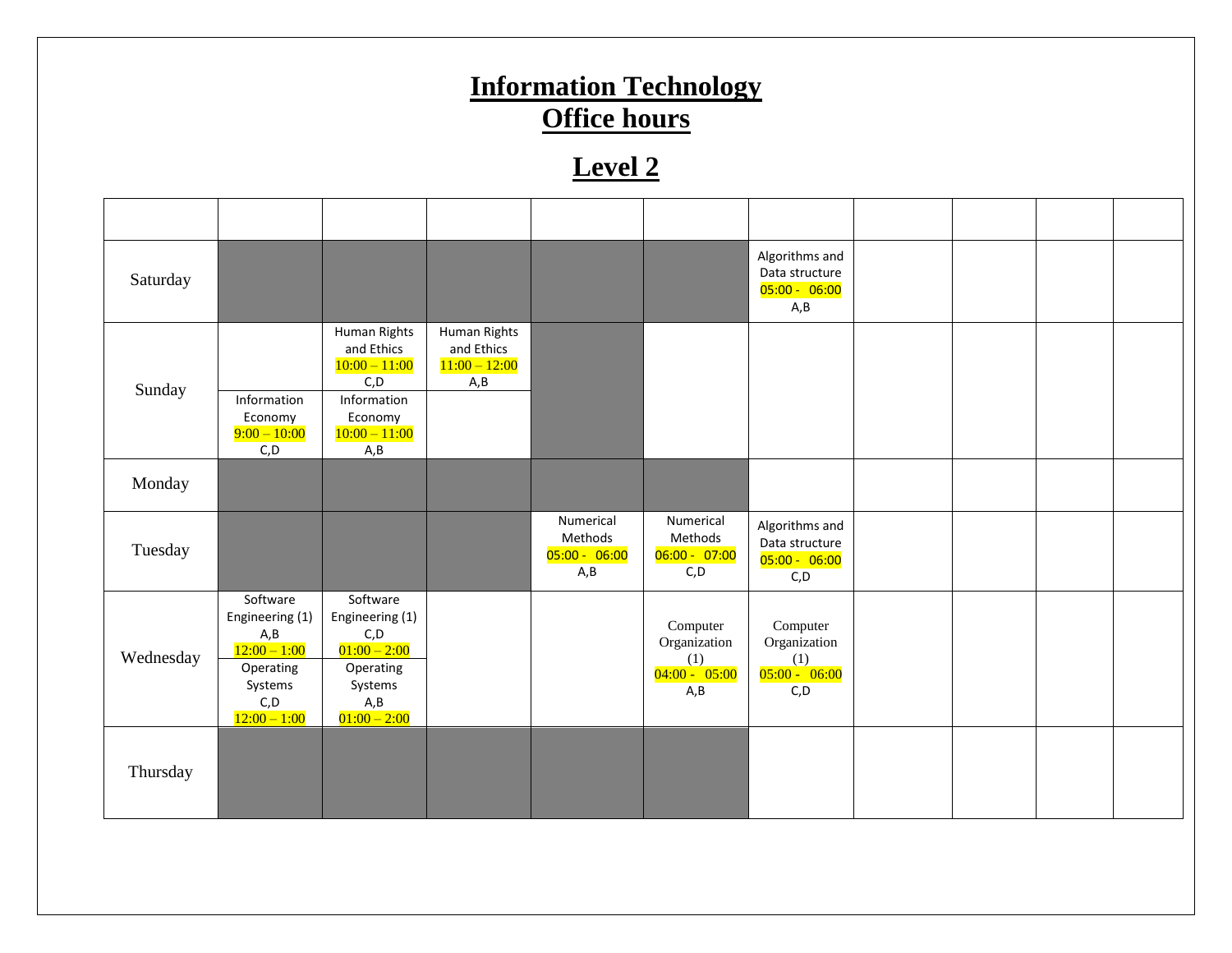# Information Technology
# Office hours

## Level 2

| | | | | | | | | | | |
|---|---|---|---|---|---|---|---|---|---|---|
| Saturday | | | | | | Algorithms and Data structure 05:00 - 06:00 A,B | | | | |
| Sunday | Information Economy 9:00 – 10:00 C,D | Human Rights and Ethics 10:00 – 11:00 C,D<br>Information Economy 10:00 – 11:00 A,B | Human Rights and Ethics 11:00 – 12:00 A,B | | | | | | | |
| Monday | | | | | | | | | | |
| Tuesday | | | | Numerical Methods 05:00 - 06:00 A,B | Numerical Methods 06:00 - 07:00 C,D | Algorithms and Data structure 05:00 - 06:00 C,D | | | | |
| Wednesday | Software Engineering (1) A,B 12:00 – 1:00<br>Operating Systems C,D 12:00 – 1:00 | Software Engineering (1) C,D 01:00 – 2:00<br>Operating Systems A,B 01:00 – 2:00 | | | Computer Organization (1) 04:00 - 05:00 A,B | Computer Organization (1) 05:00 - 06:00 C,D | | | | |
| Thursday | | | | | | | | | | |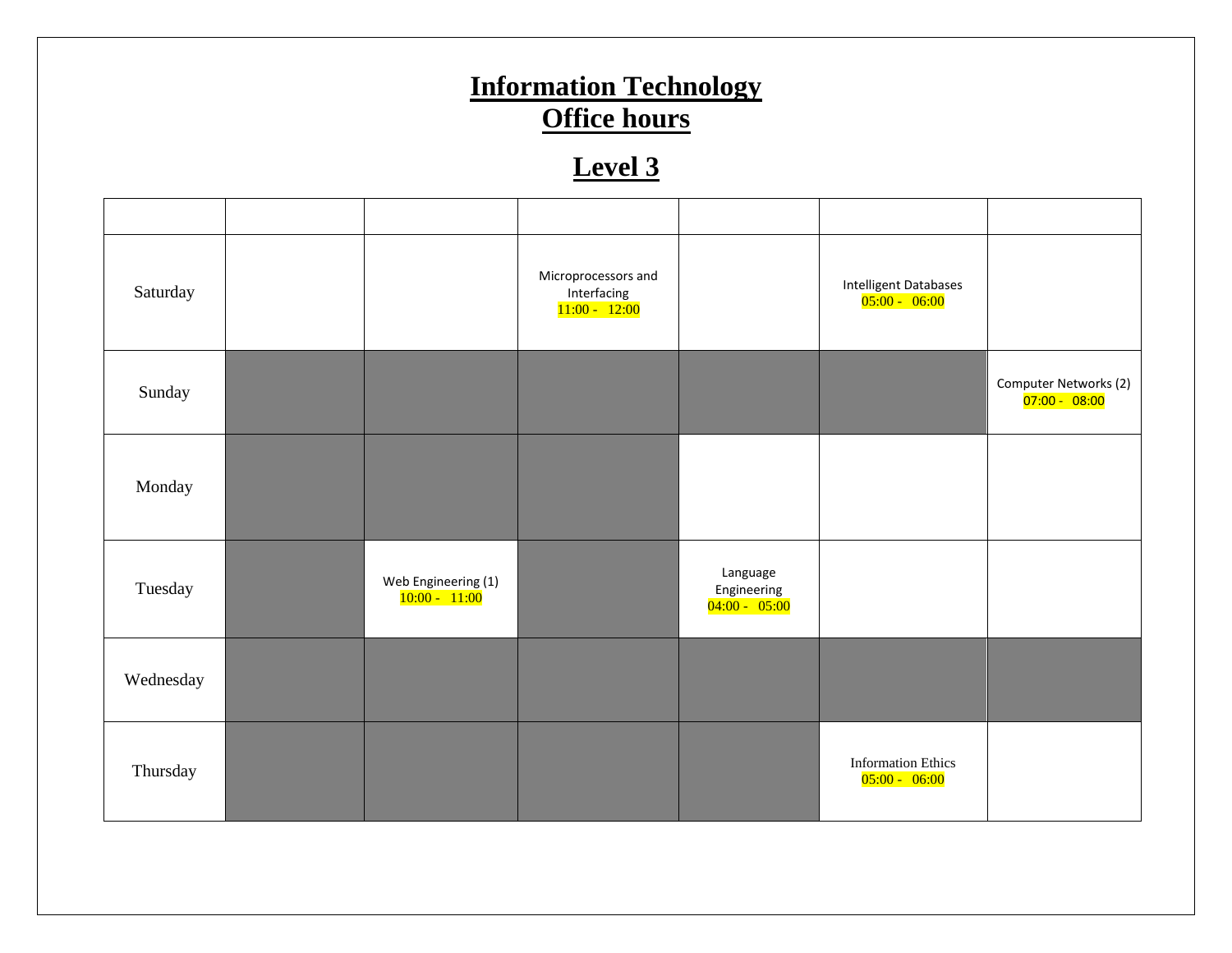# Information Technology
# Office hours

## Level 3

| | | | | | | |
|---|---|---|---|---|---|---|
| Saturday | | | Microprocessors and Interfacing 11:00 - 12:00 | | Intelligent Databases 05:00 - 06:00 | |
| Sunday | | | | | | Computer Networks (2) 07:00 - 08:00 |
| Monday | | | | | | |
| Tuesday | | Web Engineering (1) 10:00 - 11:00 | | Language Engineering 04:00 - 05:00 | | |
| Wednesday | | | | | | |
| Thursday | | | | | Information Ethics 05:00 - 06:00 | |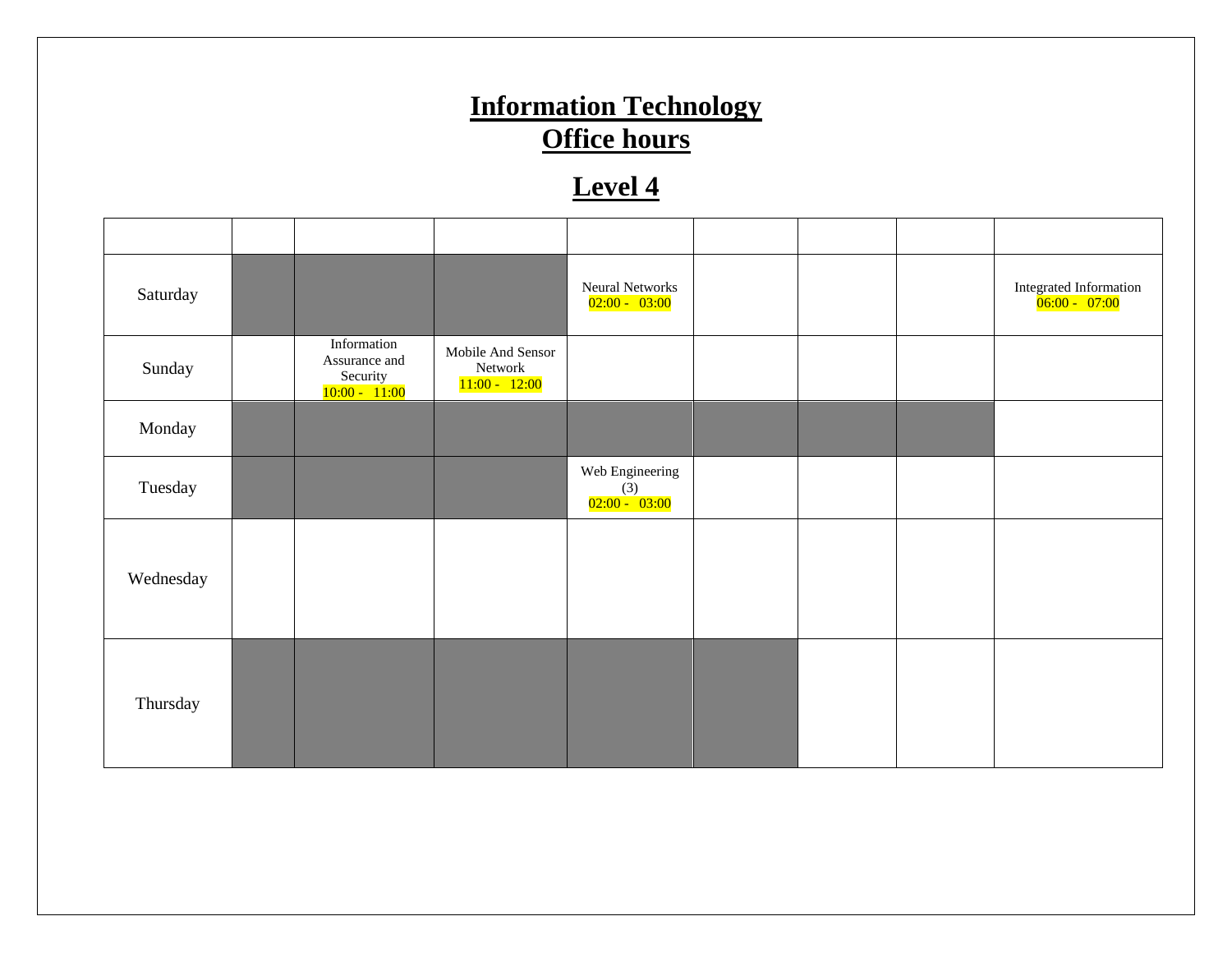# Information Technology
# Office hours

## Level 4

| | | | | | | | | |
|---|---|---|---|---|---|---|---|---|
| Saturday | | | | Neural Networks 02:00 - 03:00 | | | | Integrated Information 06:00 - 07:00 |
| Sunday | | Information Assurance and Security 10:00 - 11:00 | Mobile And Sensor Network 11:00 - 12:00 | | | | | |
| Monday | | | | | | | | |
| Tuesday | | | | Web Engineering (3) 02:00 - 03:00 | | | | |
| Wednesday | | | | | | | | |
| Thursday | | | | | | | | |